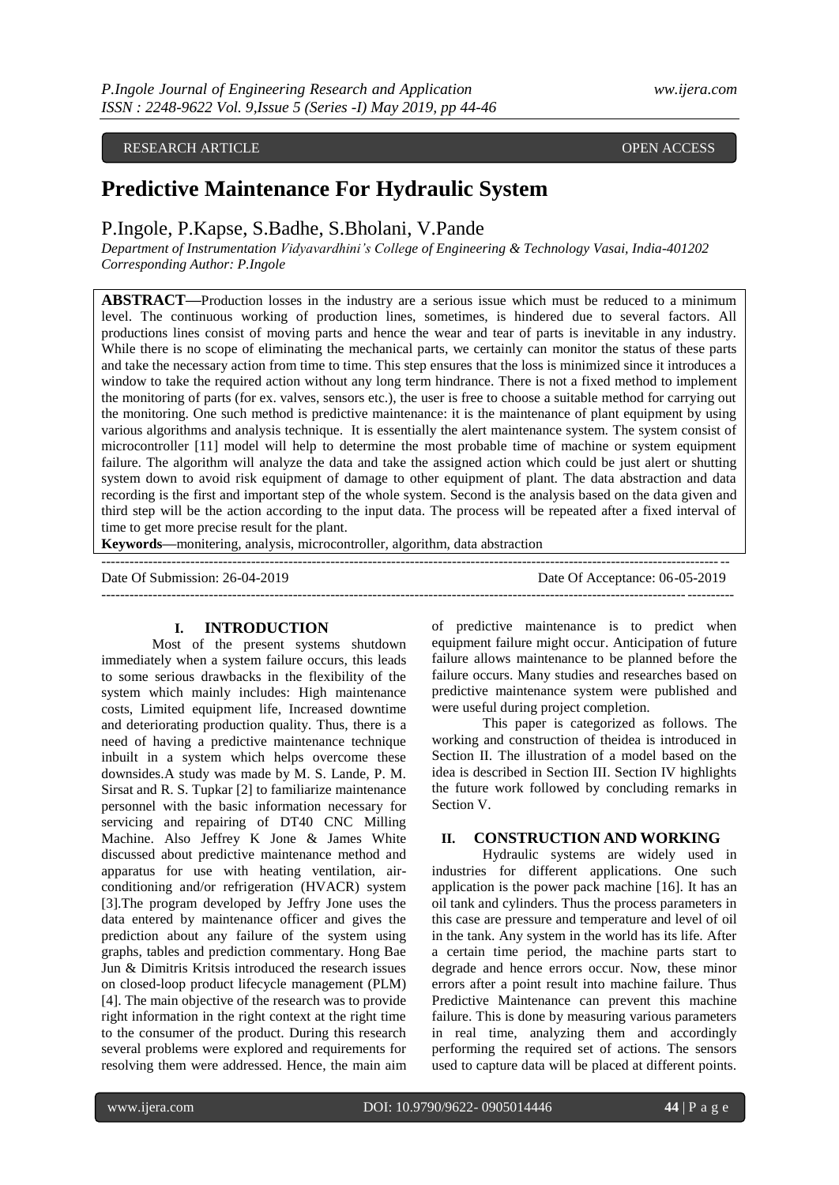RESEARCH ARTICLE OPEN ACCESS

# Predictive Maintenance For Hydraulic System

P.Ingole, P.Kapse, S.Badhe, S.Bholani, V.Pande

*Department of Instrumentation Vidyavardhini's College of Engineering & Technology Vasai, India-401202*
*Corresponding Author: P.Ingole*

**ABSTRACT—**Production losses in the industry are a serious issue which must be reduced to a minimum level. The continuous working of production lines, sometimes, is hindered due to several factors. All productions lines consist of moving parts and hence the wear and tear of parts is inevitable in any industry. While there is no scope of eliminating the mechanical parts, we certainly can monitor the status of these parts and take the necessary action from time to time. This step ensures that the loss is minimized since it introduces a window to take the required action without any long term hindrance. There is not a fixed method to implement the monitoring of parts (for ex. valves, sensors etc.), the user is free to choose a suitable method for carrying out the monitoring. One such method is predictive maintenance: it is the maintenance of plant equipment by using various algorithms and analysis technique. It is essentially the alert maintenance system. The system consist of microcontroller [11] model will help to determine the most probable time of machine or system equipment failure. The algorithm will analyze the data and take the assigned action which could be just alert or shutting system down to avoid risk equipment of damage to other equipment of plant. The data abstraction and data recording is the first and important step of the whole system. Second is the analysis based on the data given and third step will be the action according to the input data. The process will be repeated after a fixed interval of time to get more precise result for the plant.

**Keywords—**monitering, analysis, microcontroller, algorithm, data abstraction

Date Of Submission: 26-04-2019 Date Of Acceptance: 06-05-2019

## I. INTRODUCTION

Most of the present systems shutdown immediately when a system failure occurs, this leads to some serious drawbacks in the flexibility of the system which mainly includes: High maintenance costs, Limited equipment life, Increased downtime and deteriorating production quality. Thus, there is a need of having a predictive maintenance technique inbuilt in a system which helps overcome these downsides.A study was made by M. S. Lande, P. M. Sirsat and R. S. Tupkar [2] to familiarize maintenance personnel with the basic information necessary for servicing and repairing of DT40 CNC Milling Machine. Also Jeffrey K Jone & James White discussed about predictive maintenance method and apparatus for use with heating ventilation, air-conditioning and/or refrigeration (HVACR) system [3].The program developed by Jeffry Jone uses the data entered by maintenance officer and gives the prediction about any failure of the system using graphs, tables and prediction commentary. Hong Bae Jun & Dimitris Kritsis introduced the research issues on closed-loop product lifecycle management (PLM) [4]. The main objective of the research was to provide right information in the right context at the right time to the consumer of the product. During this research several problems were explored and requirements for resolving them were addressed. Hence, the main aim of predictive maintenance is to predict when equipment failure might occur. Anticipation of future failure allows maintenance to be planned before the failure occurs. Many studies and researches based on predictive maintenance system were published and were useful during project completion.

This paper is categorized as follows. The working and construction of theidea is introduced in Section II. The illustration of a model based on the idea is described in Section III. Section IV highlights the future work followed by concluding remarks in Section V.

## II. CONSTRUCTION AND WORKING

Hydraulic systems are widely used in industries for different applications. One such application is the power pack machine [16]. It has an oil tank and cylinders. Thus the process parameters in this case are pressure and temperature and level of oil in the tank. Any system in the world has its life. After a certain time period, the machine parts start to degrade and hence errors occur. Now, these minor errors after a point result into machine failure. Thus Predictive Maintenance can prevent this machine failure. This is done by measuring various parameters in real time, analyzing them and accordingly performing the required set of actions. The sensors used to capture data will be placed at different points.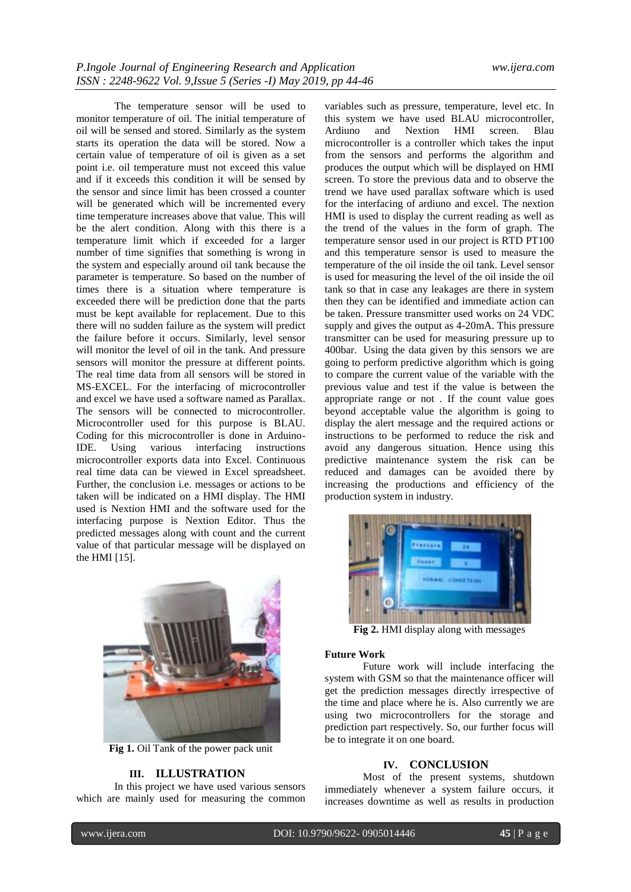The temperature sensor will be used to monitor temperature of oil. The initial temperature of oil will be sensed and stored. Similarly as the system starts its operation the data will be stored. Now a certain value of temperature of oil is given as a set point i.e. oil temperature must not exceed this value and if it exceeds this condition it will be sensed by the sensor and since limit has been crossed a counter will be generated which will be incremented every time temperature increases above that value. This will be the alert condition. Along with this there is a temperature limit which if exceeded for a larger number of time signifies that something is wrong in the system and especially around oil tank because the parameter is temperature. So based on the number of times there is a situation where temperature is exceeded there will be prediction done that the parts must be kept available for replacement. Due to this there will no sudden failure as the system will predict the failure before it occurs. Similarly, level sensor will monitor the level of oil in the tank. And pressure sensors will monitor the pressure at different points. The real time data from all sensors will be stored in MS-EXCEL. For the interfacing of microcontroller and excel we have used a software named as Parallax. The sensors will be connected to microcontroller. Microcontroller used for this purpose is BLAU. Coding for this microcontroller is done in Arduino-IDE. Using various interfacing instructions microcontroller exports data into Excel. Continuous real time data can be viewed in Excel spreadsheet. Further, the conclusion i.e. messages or actions to be taken will be indicated on a HMI display. The HMI used is Nextion HMI and the software used for the interfacing purpose is Nextion Editor. Thus the predicted messages along with count and the current value of that particular message will be displayed on the HMI [15].

**Fig 1.** Oil Tank of the power pack unit

## III. ILLUSTRATION

In this project we have used various sensors which are mainly used for measuring the common variables such as pressure, temperature, level etc. In this system we have used BLAU microcontroller, Ardiuno and Nextion HMI screen. Blau microcontroller is a controller which takes the input from the sensors and performs the algorithm and produces the output which will be displayed on HMI screen. To store the previous data and to observe the trend we have used parallax software which is used for the interfacing of ardiuno and excel. The nextion HMI is used to display the current reading as well as the trend of the values in the form of graph. The temperature sensor used in our project is RTD PT100 and this temperature sensor is used to measure the temperature of the oil inside the oil tank. Level sensor is used for measuring the level of the oil inside the oil tank so that in case any leakages are there in system then they can be identified and immediate action can be taken. Pressure transmitter used works on 24 VDC supply and gives the output as 4-20mA. This pressure transmitter can be used for measuring pressure up to 400bar. Using the data given by this sensors we are going to perform predictive algorithm which is going to compare the current value of the variable with the previous value and test if the value is between the appropriate range or not . If the count value goes beyond acceptable value the algorithm is going to display the alert message and the required actions or instructions to be performed to reduce the risk and avoid any dangerous situation. Hence using this predictive maintenance system the risk can be reduced and damages can be avoided there by increasing the productions and efficiency of the production system in industry.

**Fig 2.** HMI display along with messages

### Future Work

Future work will include interfacing the system with GSM so that the maintenance officer will get the prediction messages directly irrespective of the time and place where he is. Also currently we are using two microcontrollers for the storage and prediction part respectively. So, our further focus will be to integrate it on one board.

## IV. CONCLUSION

Most of the present systems, shutdown immediately whenever a system failure occurs, it increases downtime as well as results in production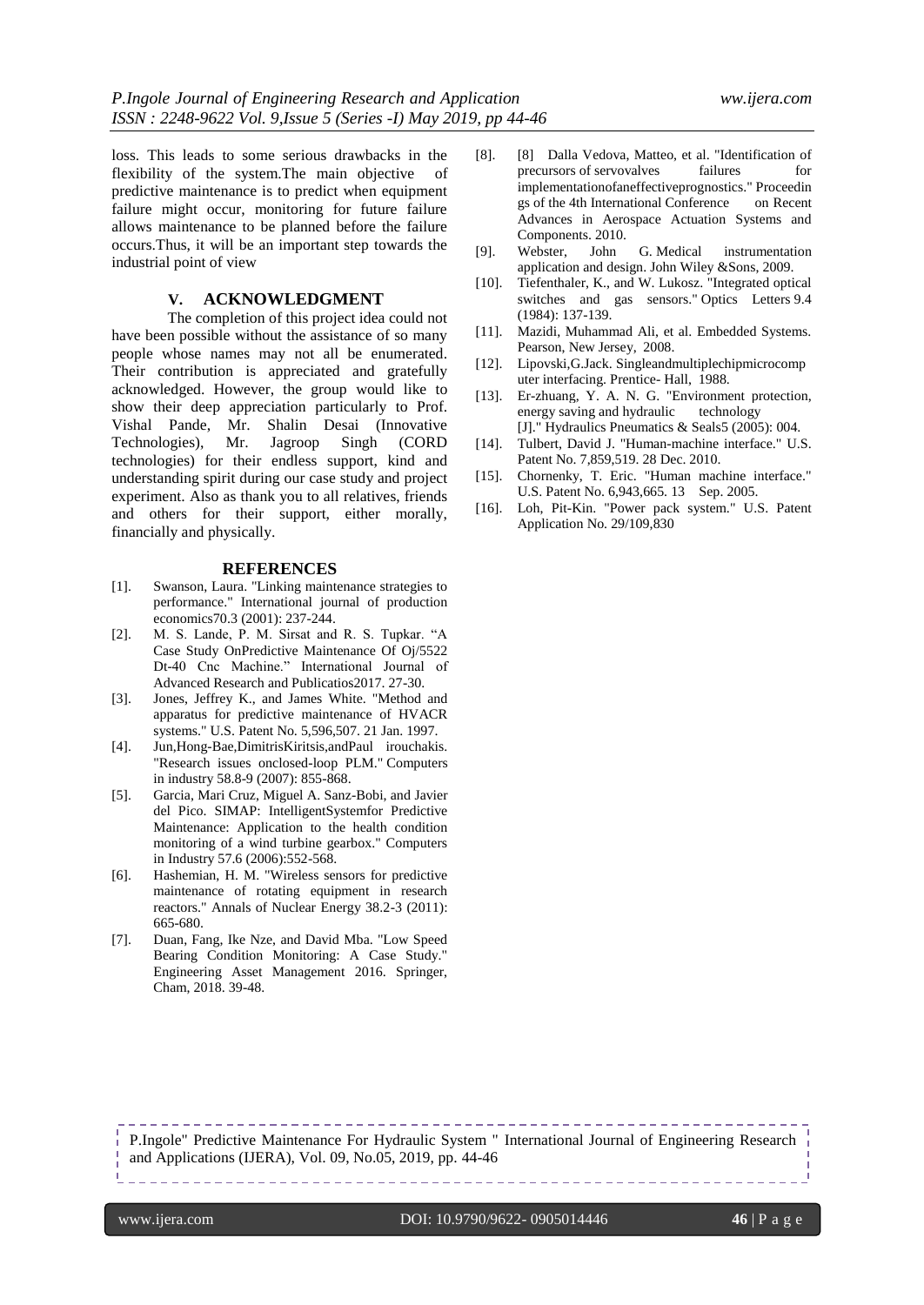loss. This leads to some serious drawbacks in the flexibility of the system.The main objective of predictive maintenance is to predict when equipment failure might occur, monitoring for future failure allows maintenance to be planned before the failure occurs.Thus, it will be an important step towards the industrial point of view

## V. ACKNOWLEDGMENT

The completion of this project idea could not have been possible without the assistance of so many people whose names may not all be enumerated. Their contribution is appreciated and gratefully acknowledged. However, the group would like to show their deep appreciation particularly to Prof. Vishal Pande, Mr. Shalin Desai (Innovative Technologies), Mr. Jagroop Singh (CORD technologies) for their endless support, kind and understanding spirit during our case study and project experiment. Also as thank you to all relatives, friends and others for their support, either morally, financially and physically.

## REFERENCES

[1]. Swanson, Laura. "Linking maintenance strategies to performance." International journal of production economics70.3 (2001): 237-244.

[2]. M. S. Lande, P. M. Sirsat and R. S. Tupkar. "A Case Study OnPredictive Maintenance Of Oj/5522 Dt-40 Cnc Machine." International Journal of Advanced Research and Publicatios2017. 27-30.

[3]. Jones, Jeffrey K., and James White. "Method and apparatus for predictive maintenance of HVACR systems." U.S. Patent No. 5,596,507. 21 Jan. 1997.

[4]. Jun,Hong-Bae,DimitrisKiritsis,andPaul irouchakis. "Research issues onclosed-loop PLM." Computers in industry 58.8-9 (2007): 855-868.

[5]. Garcia, Mari Cruz, Miguel A. Sanz-Bobi, and Javier del Pico. SIMAP: IntelligentSystemfor Predictive Maintenance: Application to the health condition monitoring of a wind turbine gearbox." Computers in Industry 57.6 (2006):552-568.

[6]. Hashemian, H. M. "Wireless sensors for predictive maintenance of rotating equipment in research reactors." Annals of Nuclear Energy 38.2-3 (2011): 665-680.

[7]. Duan, Fang, Ike Nze, and David Mba. "Low Speed Bearing Condition Monitoring: A Case Study." Engineering Asset Management 2016. Springer, Cham, 2018. 39-48.

[8]. [8] Dalla Vedova, Matteo, et al. "Identification of precursors of servovalves failures for implementationofaneffectiveprognostics." Proceedings of the 4th International Conference on Recent Advances in Aerospace Actuation Systems and Components. 2010.

[9]. Webster, John G. Medical instrumentation application and design. John Wiley &Sons, 2009.

[10]. Tiefenthaler, K., and W. Lukosz. "Integrated optical switches and gas sensors." Optics Letters 9.4 (1984): 137-139.

[11]. Mazidi, Muhammad Ali, et al. Embedded Systems. Pearson, New Jersey, 2008.

[12]. Lipovski,G.Jack. Singleandmultiplechipmicrocomputer interfacing. Prentice- Hall, 1988.

[13]. Er-zhuang, Y. A. N. G. "Environment protection, energy saving and hydraulic technology [J]." Hydraulics Pneumatics & Seals5 (2005): 004.

[14]. Tulbert, David J. "Human-machine interface." U.S. Patent No. 7,859,519. 28 Dec. 2010.

[15]. Chornenky, T. Eric. "Human machine interface." U.S. Patent No. 6,943,665. 13 Sep. 2005.

[16]. Loh, Pit-Kin. "Power pack system." U.S. Patent Application No. 29/109,830

P.Ingole" Predictive Maintenance For Hydraulic System " International Journal of Engineering Research and Applications (IJERA), Vol. 09, No.05, 2019, pp. 44-46